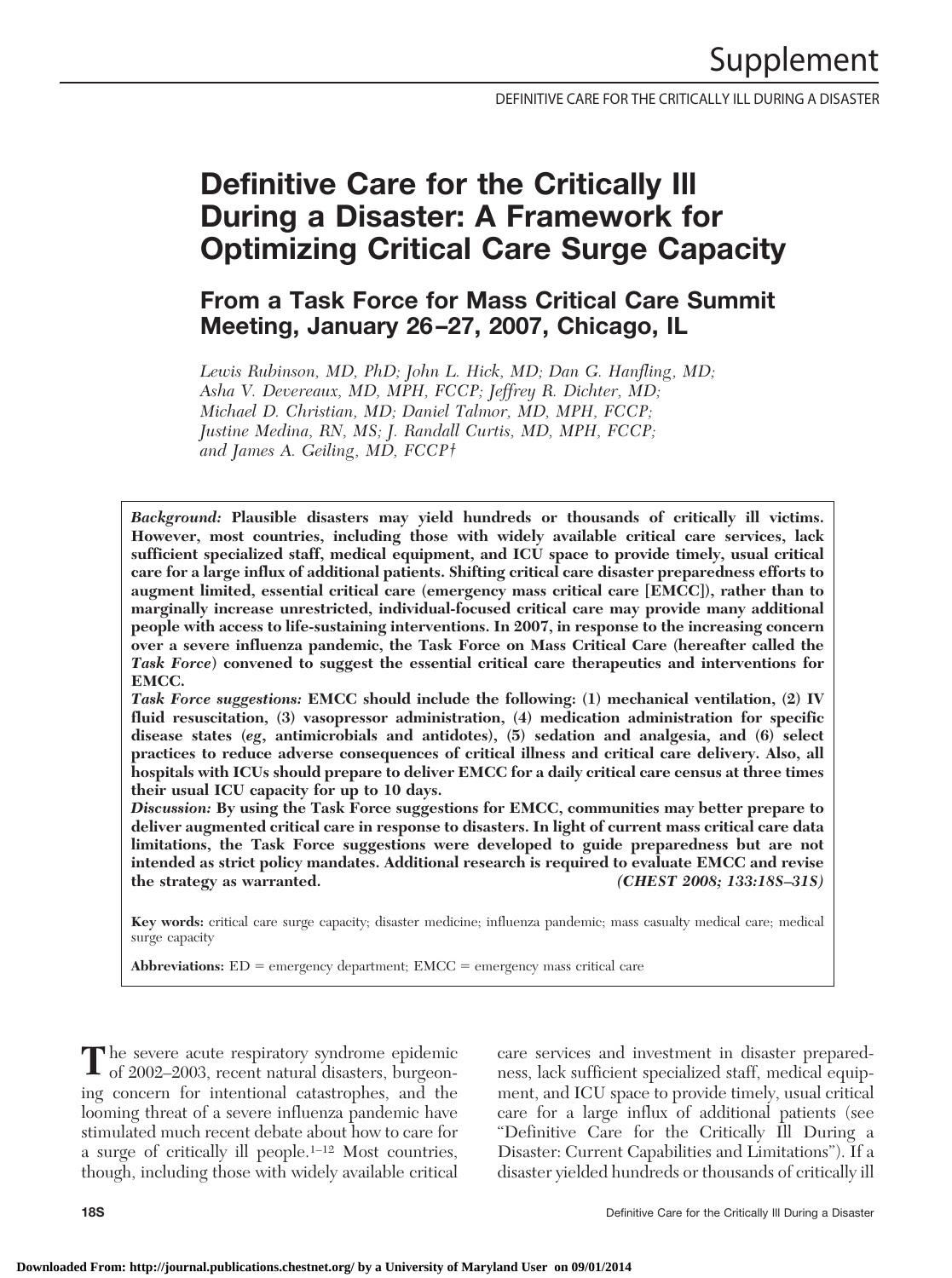# Definitive Care for the Critically Ill During a Disaster: A Framework for Optimizing Critical Care Surge Capacity

## From a Task Force for Mass Critical Care Summit Meeting, January 26–27, 2007, Chicago, IL

*Lewis Rubinson, MD, PhD; John L. Hick, MD; Dan G. Hanfling, MD; Asha V. Devereaux, MD, MPH, FCCP; Jeffrey R. Dichter, MD; Michael D. Christian, MD; Daniel Talmor, MD, MPH, FCCP; Justine Medina, RN, MS; J. Randall Curtis, MD, MPH, FCCP; and James A. Geiling, MD, FCCP†*

***Background:*** **Plausible disasters may yield hundreds or thousands of critically ill victims. However, most countries, including those with widely available critical care services, lack sufficient specialized staff, medical equipment, and ICU space to provide timely, usual critical care for a large influx of additional patients. Shifting critical care disaster preparedness efforts to augment limited, essential critical care (emergency mass critical care [EMCC]), rather than to marginally increase unrestricted, individual-focused critical care may provide many additional people with access to life-sustaining interventions. In 2007, in response to the increasing concern over a severe influenza pandemic, the Task Force on Mass Critical Care (hereafter called the *Task Force*) convened to suggest the essential critical care therapeutics and interventions for EMCC.**

***Task Force suggestions:*** **EMCC should include the following: (1) mechanical ventilation, (2) IV fluid resuscitation, (3) vasopressor administration, (4) medication administration for specific disease states (*eg*, antimicrobials and antidotes), (5) sedation and analgesia, and (6) select practices to reduce adverse consequences of critical illness and critical care delivery. Also, all hospitals with ICUs should prepare to deliver EMCC for a daily critical care census at three times their usual ICU capacity for up to 10 days.**

***Discussion:*** **By using the Task Force suggestions for EMCC, communities may better prepare to deliver augmented critical care in response to disasters. In light of current mass critical care data limitations, the Task Force suggestions were developed to guide preparedness but are not intended as strict policy mandates. Additional research is required to evaluate EMCC and revise the strategy as warranted.** ***(CHEST 2008; 133:18S–31S)***

**Key words:** critical care surge capacity; disaster medicine; influenza pandemic; mass casualty medical care; medical surge capacity

**Abbreviations:** ED = emergency department; EMCC = emergency mass critical care

The severe acute respiratory syndrome epidemic of 2002–2003, recent natural disasters, burgeoning concern for intentional catastrophes, and the looming threat of a severe influenza pandemic have stimulated much recent debate about how to care for a surge of critically ill people.[1–12] Most countries, though, including those with widely available critical care services and investment in disaster preparedness, lack sufficient specialized staff, medical equipment, and ICU space to provide timely, usual critical care for a large influx of additional patients (see "Definitive Care for the Critically Ill During a Disaster: Current Capabilities and Limitations"). If a disaster yielded hundreds or thousands of critically ill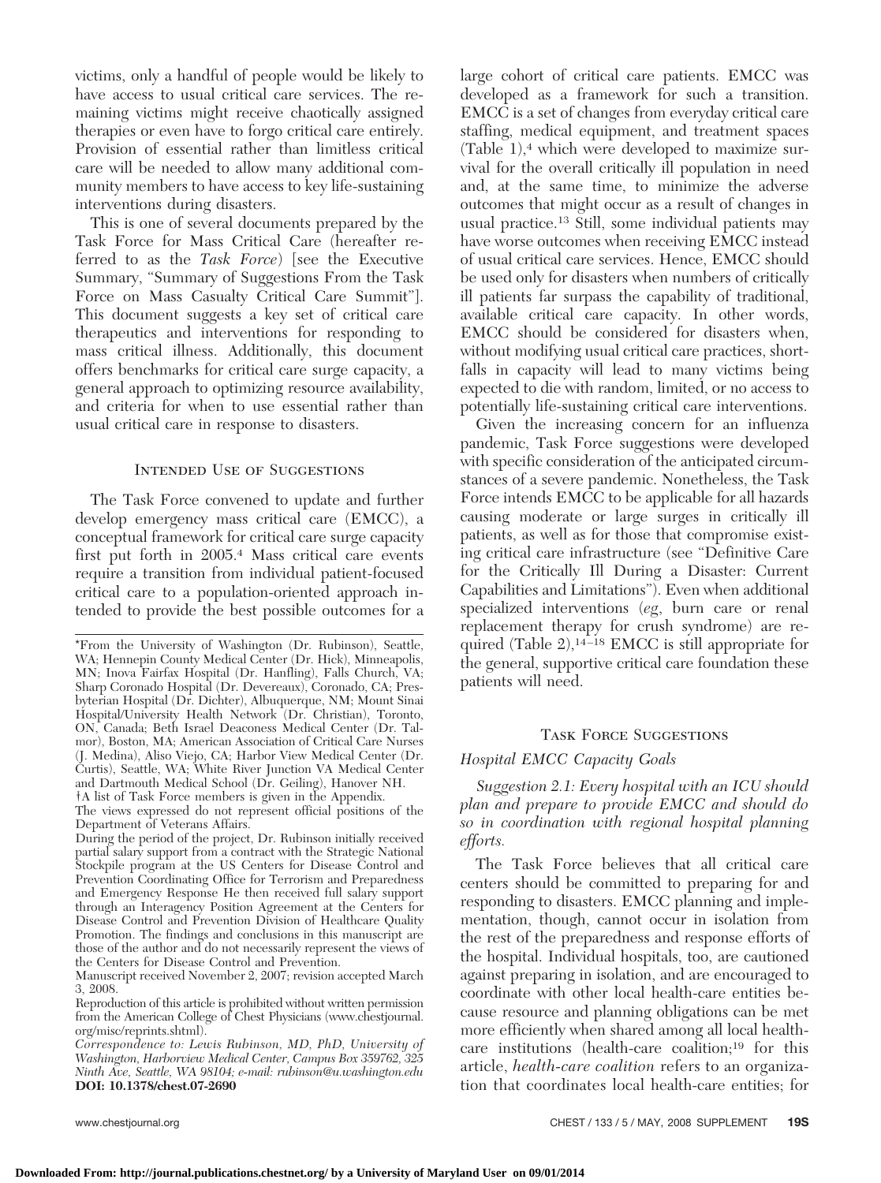victims, only a handful of people would be likely to have access to usual critical care services. The remaining victims might receive chaotically assigned therapies or even have to forgo critical care entirely. Provision of essential rather than limitless critical care will be needed to allow many additional community members to have access to key life-sustaining interventions during disasters.

This is one of several documents prepared by the Task Force for Mass Critical Care (hereafter referred to as the *Task Force*) [see the Executive Summary, "Summary of Suggestions From the Task Force on Mass Casualty Critical Care Summit"]. This document suggests a key set of critical care therapeutics and interventions for responding to mass critical illness. Additionally, this document offers benchmarks for critical care surge capacity, a general approach to optimizing resource availability, and criteria for when to use essential rather than usual critical care in response to disasters.

## Intended Use of Suggestions

The Task Force convened to update and further develop emergency mass critical care (EMCC), a conceptual framework for critical care surge capacity first put forth in 2005.[4] Mass critical care events require a transition from individual patient-focused critical care to a population-oriented approach intended to provide the best possible outcomes for a large cohort of critical care patients. EMCC was developed as a framework for such a transition. EMCC is a set of changes from everyday critical care staffing, medical equipment, and treatment spaces (Table 1),[4] which were developed to maximize survival for the overall critically ill population in need and, at the same time, to minimize the adverse outcomes that might occur as a result of changes in usual practice.[13] Still, some individual patients may have worse outcomes when receiving EMCC instead of usual critical care services. Hence, EMCC should be used only for disasters when numbers of critically ill patients far surpass the capability of traditional, available critical care capacity. In other words, EMCC should be considered for disasters when, without modifying usual critical care practices, shortfalls in capacity will lead to many victims being expected to die with random, limited, or no access to potentially life-sustaining critical care interventions.

Given the increasing concern for an influenza pandemic, Task Force suggestions were developed with specific consideration of the anticipated circumstances of a severe pandemic. Nonetheless, the Task Force intends EMCC to be applicable for all hazards causing moderate or large surges in critically ill patients, as well as for those that compromise existing critical care infrastructure (see "Definitive Care for the Critically Ill During a Disaster: Current Capabilities and Limitations"). Even when additional specialized interventions (*eg*, burn care or renal replacement therapy for crush syndrome) are required (Table 2),[14–18] EMCC is still appropriate for the general, supportive critical care foundation these patients will need.

## Task Force Suggestions

### *Hospital EMCC Capacity Goals*

*Suggestion 2.1: Every hospital with an ICU should plan and prepare to provide EMCC and should do so in coordination with regional hospital planning efforts.*

The Task Force believes that all critical care centers should be committed to preparing for and responding to disasters. EMCC planning and implementation, though, cannot occur in isolation from the rest of the preparedness and response efforts of the hospital. Individual hospitals, too, are cautioned against preparing in isolation, and are encouraged to coordinate with other local health-care entities because resource and planning obligations can be met more efficiently when shared among all local health-care institutions (health-care coalition;[19] for this article, *health-care coalition* refers to an organization that coordinates local health-care entities; for

---

*From the University of Washington (Dr. Rubinson), Seattle, WA; Hennepin County Medical Center (Dr. Hick), Minneapolis, MN; Inova Fairfax Hospital (Dr. Hanfling), Falls Church, VA; Sharp Coronado Hospital (Dr. Devereaux), Coronado, CA; Presbyterian Hospital (Dr. Dichter), Albuquerque, NM; Mount Sinai Hospital/University Health Network (Dr. Christian), Toronto, ON, Canada; Beth Israel Deaconess Medical Center (Dr. Talmor), Boston, MA; American Association of Critical Care Nurses (J. Medina), Aliso Viejo, CA; Harbor View Medical Center (Dr. Curtis), Seattle, WA; White River Junction VA Medical Center and Dartmouth Medical School (Dr. Geiling), Hanover NH.

†A list of Task Force members is given in the Appendix.

The views expressed do not represent official positions of the Department of Veterans Affairs.

During the period of the project, Dr. Rubinson initially received partial salary support from a contract with the Strategic National Stockpile program at the US Centers for Disease Control and Prevention Coordinating Office for Terrorism and Preparedness and Emergency Response He then received full salary support through an Interagency Position Agreement at the Centers for Disease Control and Prevention Division of Healthcare Quality Promotion. The findings and conclusions in this manuscript are those of the author and do not necessarily represent the views of the Centers for Disease Control and Prevention.

Manuscript received November 2, 2007; revision accepted March 3, 2008.

Reproduction of this article is prohibited without written permission from the American College of Chest Physicians (www.chestjournal.org/misc/reprints.shtml).

*Correspondence to: Lewis Rubinson, MD, PhD, University of Washington, Harborview Medical Center, Campus Box 359762, 325 Ninth Ave, Seattle, WA 98104; e-mail: rubinson@u.washington.edu*

**DOI: 10.1378/chest.07-2690**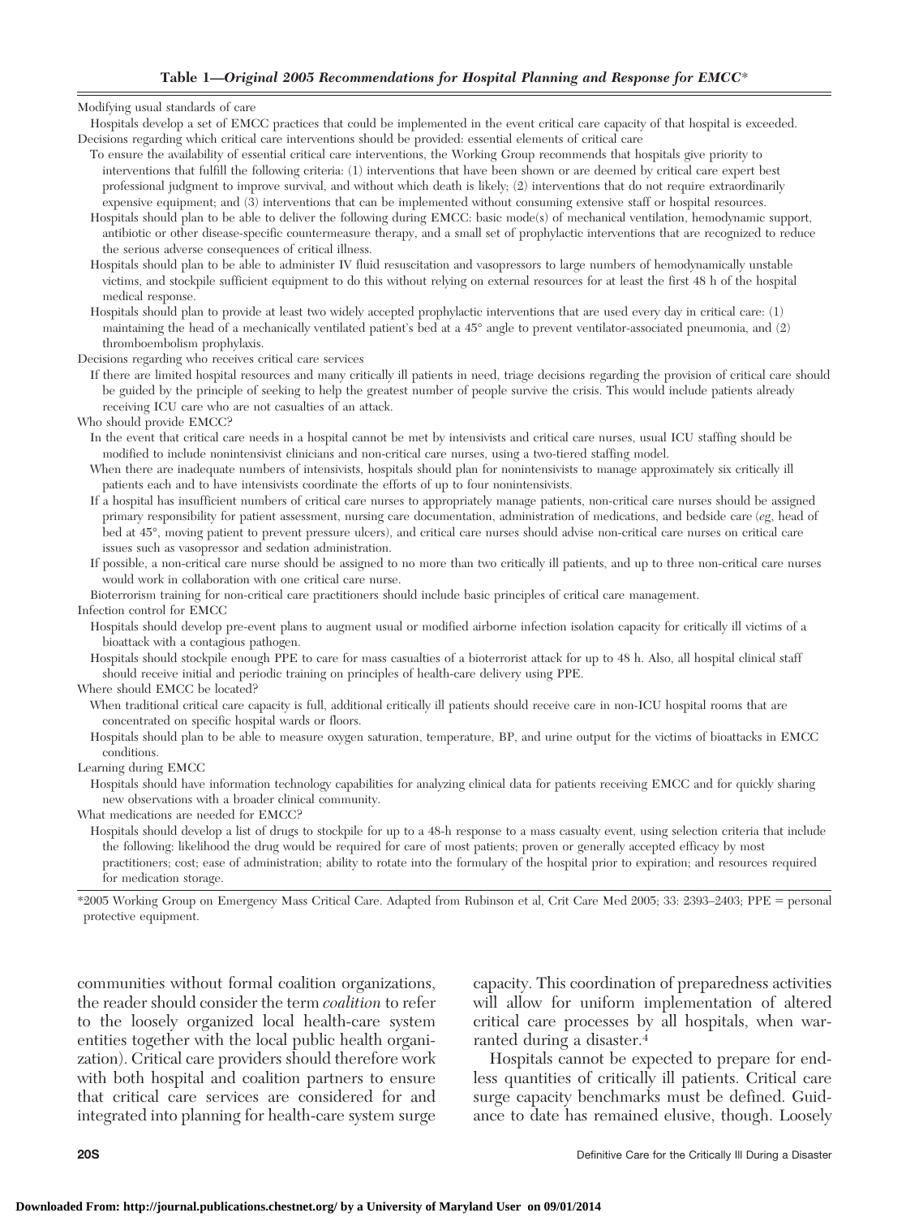**Table 1—*Original 2005 Recommendations for Hospital Planning and Response for EMCC**\***

Modifying usual standards of care

- Hospitals develop a set of EMCC practices that could be implemented in the event critical care capacity of that hospital is exceeded.

Decisions regarding which critical care interventions should be provided: essential elements of critical care

- To ensure the availability of essential critical care interventions, the Working Group recommends that hospitals give priority to interventions that fulfill the following criteria: (1) interventions that have been shown or are deemed by critical care expert best professional judgment to improve survival, and without which death is likely; (2) interventions that do not require extraordinarily expensive equipment; and (3) interventions that can be implemented without consuming extensive staff or hospital resources.
- Hospitals should plan to be able to deliver the following during EMCC: basic mode(s) of mechanical ventilation, hemodynamic support, antibiotic or other disease-specific countermeasure therapy, and a small set of prophylactic interventions that are recognized to reduce the serious adverse consequences of critical illness.
- Hospitals should plan to be able to administer IV fluid resuscitation and vasopressors to large numbers of hemodynamically unstable victims, and stockpile sufficient equipment to do this without relying on external resources for at least the first 48 h of the hospital medical response.
- Hospitals should plan to provide at least two widely accepted prophylactic interventions that are used every day in critical care: (1) maintaining the head of a mechanically ventilated patient's bed at a 45° angle to prevent ventilator-associated pneumonia, and (2) thromboembolism prophylaxis.

Decisions regarding who receives critical care services

- If there are limited hospital resources and many critically ill patients in need, triage decisions regarding the provision of critical care should be guided by the principle of seeking to help the greatest number of people survive the crisis. This would include patients already receiving ICU care who are not casualties of an attack.

Who should provide EMCC?

- In the event that critical care needs in a hospital cannot be met by intensivists and critical care nurses, usual ICU staffing should be modified to include nonintensivist clinicians and non-critical care nurses, using a two-tiered staffing model.
- When there are inadequate numbers of intensivists, hospitals should plan for nonintensivists to manage approximately six critically ill patients each and to have intensivists coordinate the efforts of up to four nonintensivists.
- If a hospital has insufficient numbers of critical care nurses to appropriately manage patients, non-critical care nurses should be assigned primary responsibility for patient assessment, nursing care documentation, administration of medications, and bedside care (*eg*, head of bed at 45°, moving patient to prevent pressure ulcers), and critical care nurses should advise non-critical care nurses on critical care issues such as vasopressor and sedation administration.
- If possible, a non-critical care nurse should be assigned to no more than two critically ill patients, and up to three non-critical care nurses would work in collaboration with one critical care nurse.
- Bioterrorism training for non-critical care practitioners should include basic principles of critical care management.

Infection control for EMCC

- Hospitals should develop pre-event plans to augment usual or modified airborne infection isolation capacity for critically ill victims of a bioattack with a contagious pathogen.
- Hospitals should stockpile enough PPE to care for mass casualties of a bioterrorist attack for up to 48 h. Also, all hospital clinical staff should receive initial and periodic training on principles of health-care delivery using PPE.

Where should EMCC be located?

- When traditional critical care capacity is full, additional critically ill patients should receive care in non-ICU hospital rooms that are concentrated on specific hospital wards or floors.
- Hospitals should plan to be able to measure oxygen saturation, temperature, BP, and urine output for the victims of bioattacks in EMCC conditions.

Learning during EMCC

- Hospitals should have information technology capabilities for analyzing clinical data for patients receiving EMCC and for quickly sharing new observations with a broader clinical community.

What medications are needed for EMCC?

- Hospitals should develop a list of drugs to stockpile for up to a 48-h response to a mass casualty event, using selection criteria that include the following: likelihood the drug would be required for care of most patients; proven or generally accepted efficacy by most practitioners; cost; ease of administration; ability to rotate into the formulary of the hospital prior to expiration; and resources required for medication storage.

\*2005 Working Group on Emergency Mass Critical Care. Adapted from Rubinson et al, Crit Care Med 2005; 33: 2393–2403; PPE = personal protective equipment.

communities without formal coalition organizations, the reader should consider the term *coalition* to refer to the loosely organized local health-care system entities together with the local public health organization). Critical care providers should therefore work with both hospital and coalition partners to ensure that critical care services are considered for and integrated into planning for health-care system surge capacity. This coordination of preparedness activities will allow for uniform implementation of altered critical care processes by all hospitals, when warranted during a disaster.[4]

Hospitals cannot be expected to prepare for endless quantities of critically ill patients. Critical care surge capacity benchmarks must be defined. Guidance to date has remained elusive, though. Loosely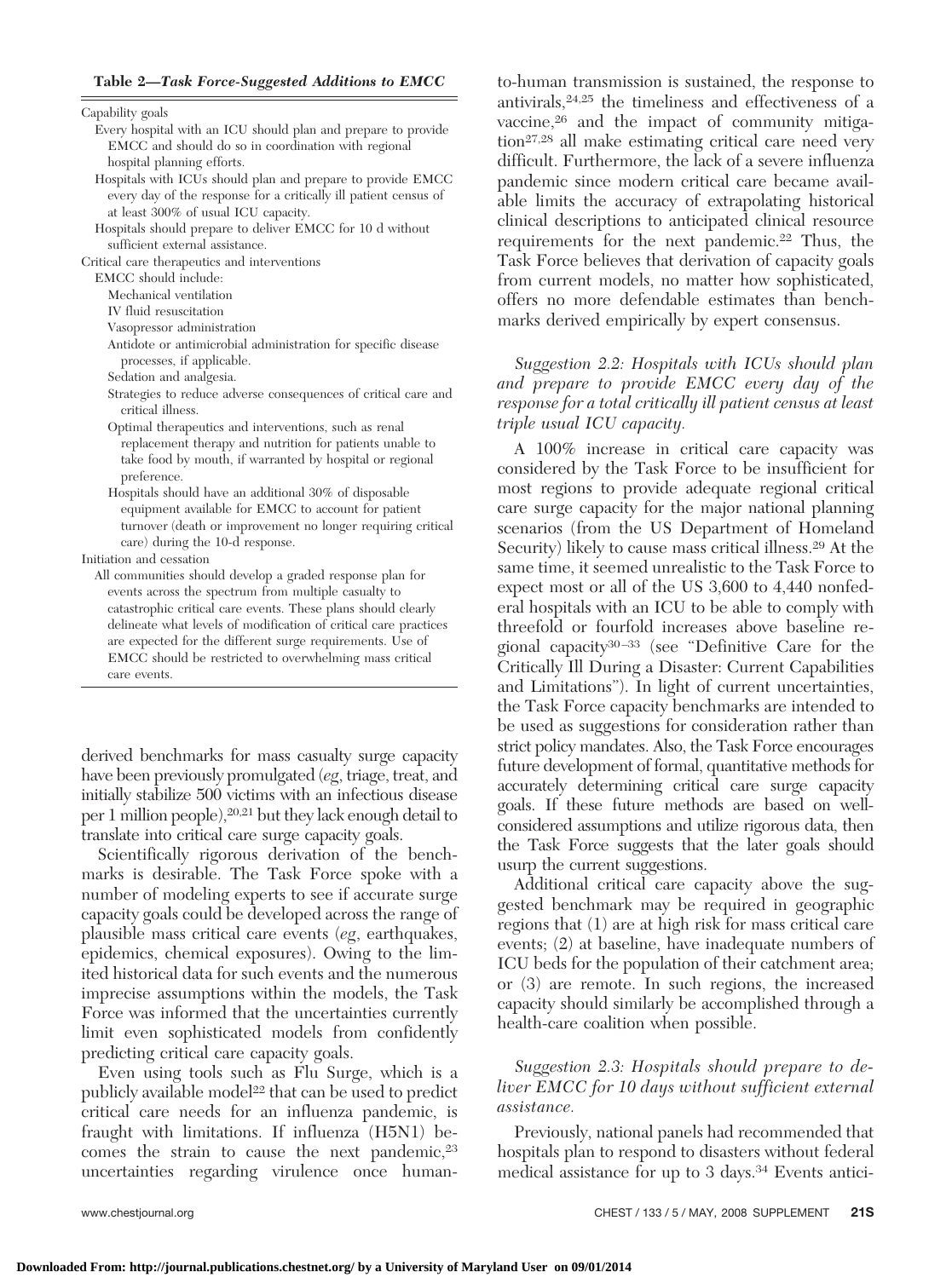**Table 2—*Task Force-Suggested Additions to EMCC***

| |
|---|
| Capability goals |
| Every hospital with an ICU should plan and prepare to provide EMCC and should do so in coordination with regional hospital planning efforts. |
| Hospitals with ICUs should plan and prepare to provide EMCC every day of the response for a critically ill patient census of at least 300% of usual ICU capacity. |
| Hospitals should prepare to deliver EMCC for 10 d without sufficient external assistance. |
| Critical care therapeutics and interventions |
| EMCC should include: |
| Mechanical ventilation |
| IV fluid resuscitation |
| Vasopressor administration |
| Antidote or antimicrobial administration for specific disease processes, if applicable. |
| Sedation and analgesia. |
| Strategies to reduce adverse consequences of critical care and critical illness. |
| Optimal therapeutics and interventions, such as renal replacement therapy and nutrition for patients unable to take food by mouth, if warranted by hospital or regional preference. |
| Hospitals should have an additional 30% of disposable equipment available for EMCC to account for patient turnover (death or improvement no longer requiring critical care) during the 10-d response. |
| Initiation and cessation |
| All communities should develop a graded response plan for events across the spectrum from multiple casualty to catastrophic critical care events. These plans should clearly delineate what levels of modification of critical care practices are expected for the different surge requirements. Use of EMCC should be restricted to overwhelming mass critical care events. |

derived benchmarks for mass casualty surge capacity have been previously promulgated (*eg*, triage, treat, and initially stabilize 500 victims with an infectious disease per 1 million people),[20,21] but they lack enough detail to translate into critical care surge capacity goals.

Scientifically rigorous derivation of the benchmarks is desirable. The Task Force spoke with a number of modeling experts to see if accurate surge capacity goals could be developed across the range of plausible mass critical care events (*eg*, earthquakes, epidemics, chemical exposures). Owing to the limited historical data for such events and the numerous imprecise assumptions within the models, the Task Force was informed that the uncertainties currently limit even sophisticated models from confidently predicting critical care capacity goals.

Even using tools such as Flu Surge, which is a publicly available model[22] that can be used to predict critical care needs for an influenza pandemic, is fraught with limitations. If influenza (H5N1) becomes the strain to cause the next pandemic,[23] uncertainties regarding virulence once human-to-human transmission is sustained, the response to antivirals,[24,25] the timeliness and effectiveness of a vaccine,[26] and the impact of community mitigation[27,28] all make estimating critical care need very difficult. Furthermore, the lack of a severe influenza pandemic since modern critical care became available limits the accuracy of extrapolating historical clinical descriptions to anticipated clinical resource requirements for the next pandemic.[22] Thus, the Task Force believes that derivation of capacity goals from current models, no matter how sophisticated, offers no more defendable estimates than benchmarks derived empirically by expert consensus.

*Suggestion 2.2: Hospitals with ICUs should plan and prepare to provide EMCC every day of the response for a total critically ill patient census at least triple usual ICU capacity.*

A 100% increase in critical care capacity was considered by the Task Force to be insufficient for most regions to provide adequate regional critical care surge capacity for the major national planning scenarios (from the US Department of Homeland Security) likely to cause mass critical illness.[29] At the same time, it seemed unrealistic to the Task Force to expect most or all of the US 3,600 to 4,440 nonfederal hospitals with an ICU to be able to comply with threefold or fourfold increases above baseline regional capacity[30–33] (see "Definitive Care for the Critically Ill During a Disaster: Current Capabilities and Limitations"). In light of current uncertainties, the Task Force capacity benchmarks are intended to be used as suggestions for consideration rather than strict policy mandates. Also, the Task Force encourages future development of formal, quantitative methods for accurately determining critical care surge capacity goals. If these future methods are based on well-considered assumptions and utilize rigorous data, then the Task Force suggests that the later goals should usurp the current suggestions.

Additional critical care capacity above the suggested benchmark may be required in geographic regions that (1) are at high risk for mass critical care events; (2) at baseline, have inadequate numbers of ICU beds for the population of their catchment area; or (3) are remote. In such regions, the increased capacity should similarly be accomplished through a health-care coalition when possible.

*Suggestion 2.3: Hospitals should prepare to deliver EMCC for 10 days without sufficient external assistance.*

Previously, national panels had recommended that hospitals plan to respond to disasters without federal medical assistance for up to 3 days.[34] Events antici-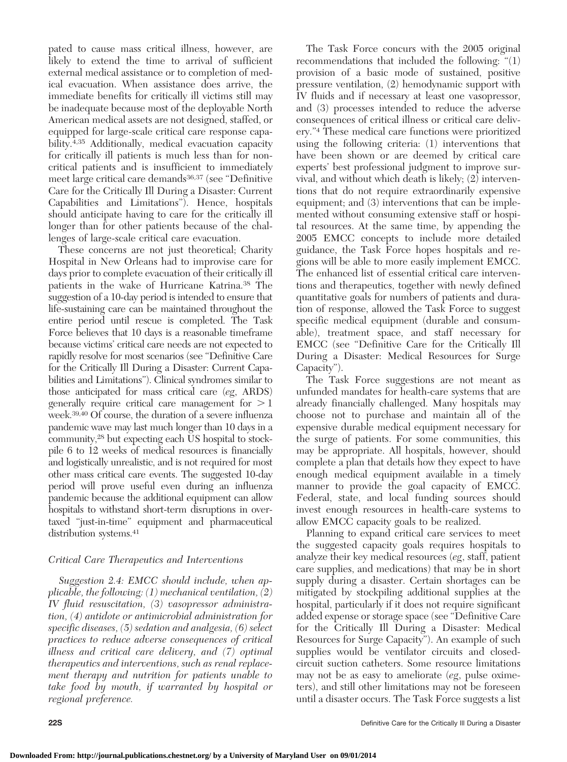pated to cause mass critical illness, however, are likely to extend the time to arrival of sufficient external medical assistance or to completion of medical evacuation. When assistance does arrive, the immediate benefits for critically ill victims still may be inadequate because most of the deployable North American medical assets are not designed, staffed, or equipped for large-scale critical care response capability.[4,35] Additionally, medical evacuation capacity for critically ill patients is much less than for noncritical patients and is insufficient to immediately meet large critical care demands[36,37] (see "Definitive Care for the Critically Ill During a Disaster: Current Capabilities and Limitations"). Hence, hospitals should anticipate having to care for the critically ill longer than for other patients because of the challenges of large-scale critical care evacuation.

These concerns are not just theoretical; Charity Hospital in New Orleans had to improvise care for days prior to complete evacuation of their critically ill patients in the wake of Hurricane Katrina.[38] The suggestion of a 10-day period is intended to ensure that life-sustaining care can be maintained throughout the entire period until rescue is completed. The Task Force believes that 10 days is a reasonable timeframe because victims' critical care needs are not expected to rapidly resolve for most scenarios (see "Definitive Care for the Critically Ill During a Disaster: Current Capabilities and Limitations"). Clinical syndromes similar to those anticipated for mass critical care (*eg*, ARDS) generally require critical care management for > 1 week.[39,40] Of course, the duration of a severe influenza pandemic wave may last much longer than 10 days in a community,[28] but expecting each US hospital to stockpile 6 to 12 weeks of medical resources is financially and logistically unrealistic, and is not required for most other mass critical care events. The suggested 10-day period will prove useful even during an influenza pandemic because the additional equipment can allow hospitals to withstand short-term disruptions in overtaxed "just-in-time" equipment and pharmaceutical distribution systems.[41]

### *Critical Care Therapeutics and Interventions*

*Suggestion 2.4: EMCC should include, when applicable, the following: (1) mechanical ventilation, (2) IV fluid resuscitation, (3) vasopressor administration, (4) antidote or antimicrobial administration for specific diseases, (5) sedation and analgesia, (6) select practices to reduce adverse consequences of critical illness and critical care delivery, and (7) optimal therapeutics and interventions, such as renal replacement therapy and nutrition for patients unable to take food by mouth, if warranted by hospital or regional preference.*

The Task Force concurs with the 2005 original recommendations that included the following: "(1) provision of a basic mode of sustained, positive pressure ventilation, (2) hemodynamic support with IV fluids and if necessary at least one vasopressor, and (3) processes intended to reduce the adverse consequences of critical illness or critical care delivery."[4] These medical care functions were prioritized using the following criteria: (1) interventions that have been shown or are deemed by critical care experts' best professional judgment to improve survival, and without which death is likely; (2) interventions that do not require extraordinarily expensive equipment; and (3) interventions that can be implemented without consuming extensive staff or hospital resources. At the same time, by appending the 2005 EMCC concepts to include more detailed guidance, the Task Force hopes hospitals and regions will be able to more easily implement EMCC. The enhanced list of essential critical care interventions and therapeutics, together with newly defined quantitative goals for numbers of patients and duration of response, allowed the Task Force to suggest specific medical equipment (durable and consumable), treatment space, and staff necessary for EMCC (see "Definitive Care for the Critically Ill During a Disaster: Medical Resources for Surge Capacity").

The Task Force suggestions are not meant as unfunded mandates for health-care systems that are already financially challenged. Many hospitals may choose not to purchase and maintain all of the expensive durable medical equipment necessary for the surge of patients. For some communities, this may be appropriate. All hospitals, however, should complete a plan that details how they expect to have enough medical equipment available in a timely manner to provide the goal capacity of EMCC. Federal, state, and local funding sources should invest enough resources in health-care systems to allow EMCC capacity goals to be realized.

Planning to expand critical care services to meet the suggested capacity goals requires hospitals to analyze their key medical resources (*eg*, staff, patient care supplies, and medications) that may be in short supply during a disaster. Certain shortages can be mitigated by stockpiling additional supplies at the hospital, particularly if it does not require significant added expense or storage space (see "Definitive Care for the Critically Ill During a Disaster: Medical Resources for Surge Capacity"). An example of such supplies would be ventilator circuits and closed-circuit suction catheters. Some resource limitations may not be as easy to ameliorate (*eg*, pulse oximeters), and still other limitations may not be foreseen until a disaster occurs. The Task Force suggests a list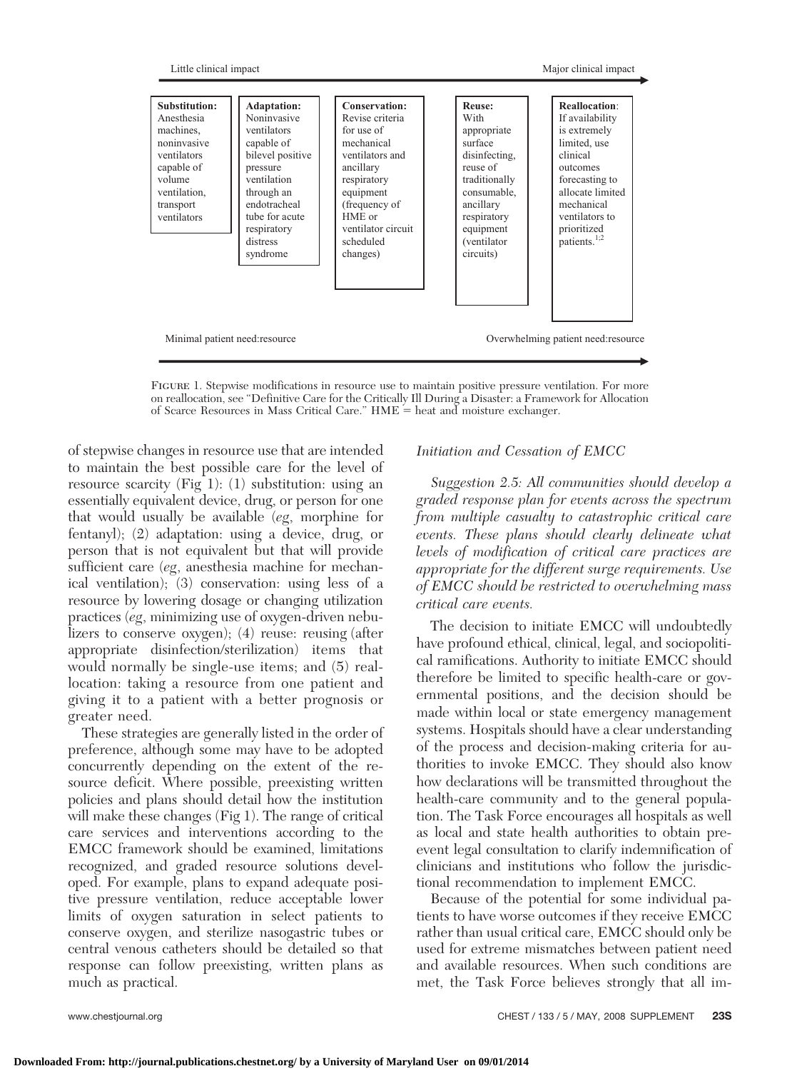Little clinical impact → Major clinical impact

| Substitution: | Adaptation: | Conservation: | Reuse: | Reallocation: |
|---|---|---|---|---|
| Anesthesia machines, noninvasive ventilators capable of volume ventilation, transport ventilators | Noninvasive ventilators capable of bilevel positive pressure ventilation through an endotracheal tube for acute respiratory distress syndrome | Revise criteria for use of mechanical ventilators and ancillary respiratory equipment (frequency of HME or ventilator circuit scheduled changes) | With appropriate surface disinfecting, reuse of traditionally consumable, ancillary respiratory equipment (ventilator circuits) | If availability is extremely limited, use clinical outcomes forecasting to allocate limited mechanical ventilators to prioritized patients.[1,2] |

Minimal patient need:resource → Overwhelming patient need:resource

Figure 1. Stepwise modifications in resource use to maintain positive pressure ventilation. For more on reallocation, see "Definitive Care for the Critically Ill During a Disaster: a Framework for Allocation of Scarce Resources in Mass Critical Care." HME = heat and moisture exchanger.

of stepwise changes in resource use that are intended to maintain the best possible care for the level of resource scarcity (Fig 1): (1) substitution: using an essentially equivalent device, drug, or person for one that would usually be available (*eg*, morphine for fentanyl); (2) adaptation: using a device, drug, or person that is not equivalent but that will provide sufficient care (*eg*, anesthesia machine for mechanical ventilation); (3) conservation: using less of a resource by lowering dosage or changing utilization practices (*eg*, minimizing use of oxygen-driven nebulizers to conserve oxygen); (4) reuse: reusing (after appropriate disinfection/sterilization) items that would normally be single-use items; and (5) reallocation: taking a resource from one patient and giving it to a patient with a better prognosis or greater need.

These strategies are generally listed in the order of preference, although some may have to be adopted concurrently depending on the extent of the resource deficit. Where possible, preexisting written policies and plans should detail how the institution will make these changes (Fig 1). The range of critical care services and interventions according to the EMCC framework should be examined, limitations recognized, and graded resource solutions developed. For example, plans to expand adequate positive pressure ventilation, reduce acceptable lower limits of oxygen saturation in select patients to conserve oxygen, and sterilize nasogastric tubes or central venous catheters should be detailed so that response can follow preexisting, written plans as much as practical.

### *Initiation and Cessation of EMCC*

*Suggestion 2.5: All communities should develop a graded response plan for events across the spectrum from multiple casualty to catastrophic critical care events. These plans should clearly delineate what levels of modification of critical care practices are appropriate for the different surge requirements. Use of EMCC should be restricted to overwhelming mass critical care events.*

The decision to initiate EMCC will undoubtedly have profound ethical, clinical, legal, and sociopolitical ramifications. Authority to initiate EMCC should therefore be limited to specific health-care or governmental positions, and the decision should be made within local or state emergency management systems. Hospitals should have a clear understanding of the process and decision-making criteria for authorities to invoke EMCC. They should also know how declarations will be transmitted throughout the health-care community and to the general population. The Task Force encourages all hospitals as well as local and state health authorities to obtain pre-event legal consultation to clarify indemnification of clinicians and institutions who follow the jurisdictional recommendation to implement EMCC.

Because of the potential for some individual patients to have worse outcomes if they receive EMCC rather than usual critical care, EMCC should only be used for extreme mismatches between patient need and available resources. When such conditions are met, the Task Force believes strongly that all im-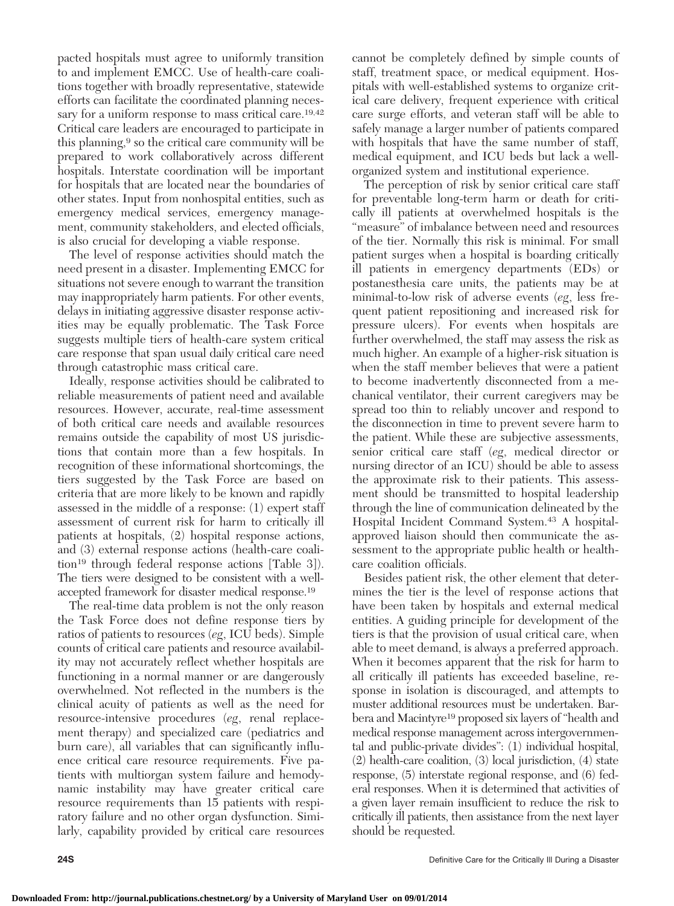pacted hospitals must agree to uniformly transition to and implement EMCC. Use of health-care coalitions together with broadly representative, statewide efforts can facilitate the coordinated planning necessary for a uniform response to mass critical care.[19,42] Critical care leaders are encouraged to participate in this planning,[9] so the critical care community will be prepared to work collaboratively across different hospitals. Interstate coordination will be important for hospitals that are located near the boundaries of other states. Input from nonhospital entities, such as emergency medical services, emergency management, community stakeholders, and elected officials, is also crucial for developing a viable response.

The level of response activities should match the need present in a disaster. Implementing EMCC for situations not severe enough to warrant the transition may inappropriately harm patients. For other events, delays in initiating aggressive disaster response activities may be equally problematic. The Task Force suggests multiple tiers of health-care system critical care response that span usual daily critical care need through catastrophic mass critical care.

Ideally, response activities should be calibrated to reliable measurements of patient need and available resources. However, accurate, real-time assessment of both critical care needs and available resources remains outside the capability of most US jurisdictions that contain more than a few hospitals. In recognition of these informational shortcomings, the tiers suggested by the Task Force are based on criteria that are more likely to be known and rapidly assessed in the middle of a response: (1) expert staff assessment of current risk for harm to critically ill patients at hospitals, (2) hospital response actions, and (3) external response actions (health-care coalition[19] through federal response actions [Table 3]). The tiers were designed to be consistent with a well-accepted framework for disaster medical response.[19]

The real-time data problem is not the only reason the Task Force does not define response tiers by ratios of patients to resources (*eg*, ICU beds). Simple counts of critical care patients and resource availability may not accurately reflect whether hospitals are functioning in a normal manner or are dangerously overwhelmed. Not reflected in the numbers is the clinical acuity of patients as well as the need for resource-intensive procedures (*eg*, renal replacement therapy) and specialized care (pediatrics and burn care), all variables that can significantly influence critical care resource requirements. Five patients with multiorgan system failure and hemodynamic instability may have greater critical care resource requirements than 15 patients with respiratory failure and no other organ dysfunction. Similarly, capability provided by critical care resources cannot be completely defined by simple counts of staff, treatment space, or medical equipment. Hospitals with well-established systems to organize critical care delivery, frequent experience with critical care surge efforts, and veteran staff will be able to safely manage a larger number of patients compared with hospitals that have the same number of staff, medical equipment, and ICU beds but lack a well-organized system and institutional experience.

The perception of risk by senior critical care staff for preventable long-term harm or death for critically ill patients at overwhelmed hospitals is the "measure" of imbalance between need and resources of the tier. Normally this risk is minimal. For small patient surges when a hospital is boarding critically ill patients in emergency departments (EDs) or postanesthesia care units, the patients may be at minimal-to-low risk of adverse events (*eg*, less frequent patient repositioning and increased risk for pressure ulcers). For events when hospitals are further overwhelmed, the staff may assess the risk as much higher. An example of a higher-risk situation is when the staff member believes that were a patient to become inadvertently disconnected from a mechanical ventilator, their current caregivers may be spread too thin to reliably uncover and respond to the disconnection in time to prevent severe harm to the patient. While these are subjective assessments, senior critical care staff (*eg*, medical director or nursing director of an ICU) should be able to assess the approximate risk to their patients. This assessment should be transmitted to hospital leadership through the line of communication delineated by the Hospital Incident Command System.[43] A hospital-approved liaison should then communicate the assessment to the appropriate public health or health-care coalition officials.

Besides patient risk, the other element that determines the tier is the level of response actions that have been taken by hospitals and external medical entities. A guiding principle for development of the tiers is that the provision of usual critical care, when able to meet demand, is always a preferred approach. When it becomes apparent that the risk for harm to all critically ill patients has exceeded baseline, response in isolation is discouraged, and attempts to muster additional resources must be undertaken. Barbera and Macintyre[19] proposed six layers of "health and medical response management across intergovernmental and public-private divides": (1) individual hospital, (2) health-care coalition, (3) local jurisdiction, (4) state response, (5) interstate regional response, and (6) federal responses. When it is determined that activities of a given layer remain insufficient to reduce the risk to critically ill patients, then assistance from the next layer should be requested.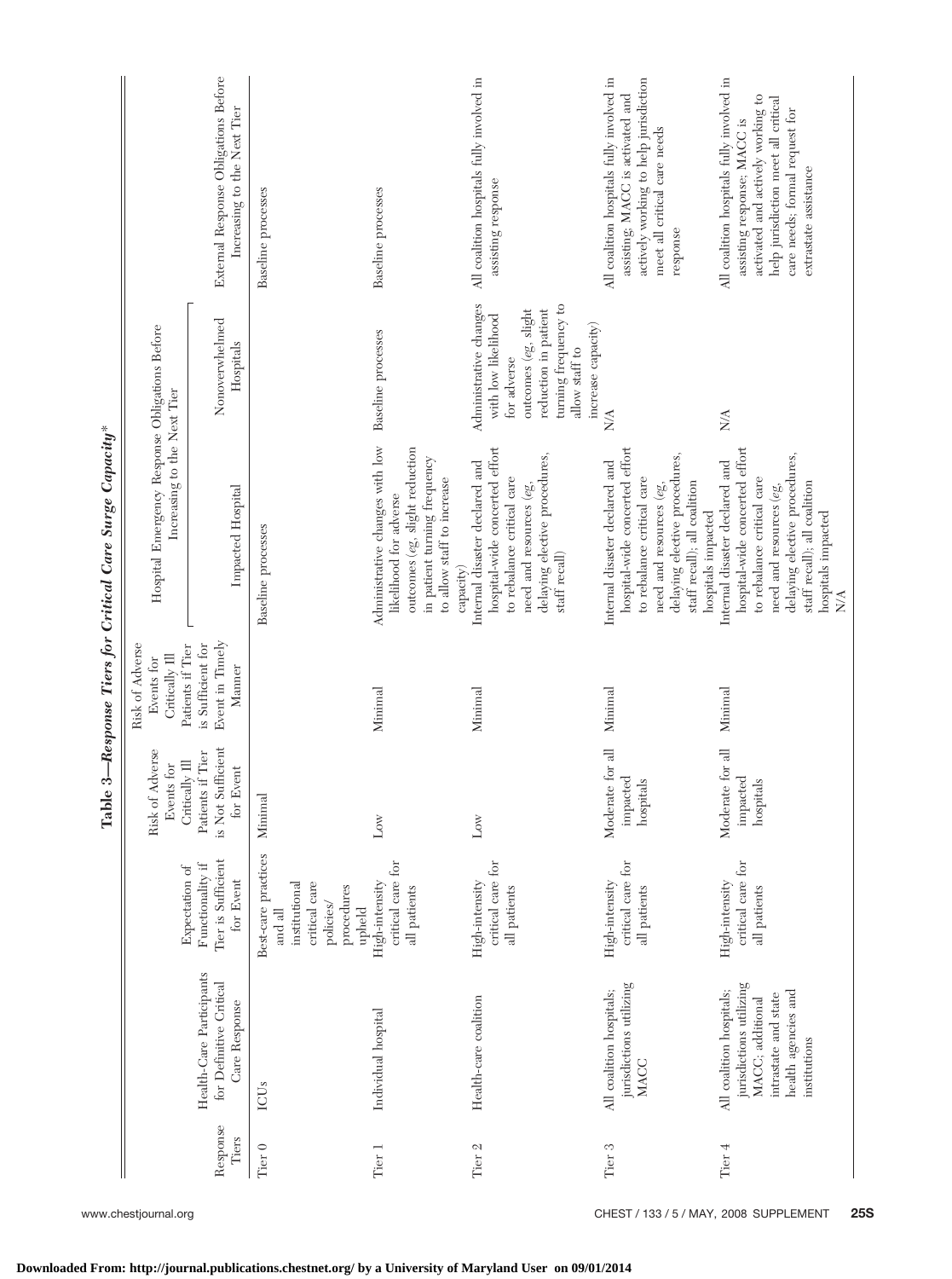**Table 3—Response Tiers for Critical Care Surge Capacity***

| Response Tiers | Health-Care Participants for Definitive Critical Care Response | Expectation of Functionality if Tier is Sufficient for Event | Risk of Adverse Events for Critically Ill Patients if Tier is Not Sufficient for Event | Risk of Adverse Events for Critically Ill Patients if Tier is Sufficient for Event in Timely Manner | Hospital Emergency Response Obligations Before Increasing to the Next Tier | | External Response Obligations Before Increasing to the Next Tier |
|---|---|---|---|---|---|---|---|
| | | | | | Impacted Hospital | Nonoverwhelmed Hospitals | |
| Tier 0 | ICUs | Best-care practices and all institutional critical care policies/procedures upheld | Minimal | | Baseline processes | | Baseline processes |
| Tier 1 | Individual hospital | High-intensity critical care for all patients | Low | Minimal | Administrative changes with low likelihood for adverse outcomes (eg, slight reduction in patient turning frequency to allow staff to increase capacity) | Baseline processes | Baseline processes |
| Tier 2 | Health-care coalition | High-intensity critical care for all patients | Low | Minimal | Internal disaster declared and hospital-wide concerted effort to rebalance critical care need and resources (eg, delaying elective procedures, staff recall) | Administrative changes with low likelihood for adverse outcomes (eg, slight reduction in patient turning frequency to allow staff to increase capacity) | All coalition hospitals fully involved in assisting response |
| Tier 3 | All coalition hospitals; jurisdictions utilizing MACC | High-intensity critical care for all patients | Moderate for all impacted hospitals | Minimal | Internal disaster declared and hospital-wide concerted effort to rebalance critical care need and resources (eg, delaying elective procedures, staff recall); all coalition hospitals impacted | N/A | All coalition hospitals fully involved in assisting. MACC is activated and actively working to help jurisdiction meet all critical care needs response |
| Tier 4 | All coalition hospitals; jurisdictions utilizing MACC; additional intrastate and state health agencies and institutions | High-intensity critical care for all patients | Moderate for all impacted hospitals | Minimal | Internal disaster declared and hospital-wide concerted effort to rebalance critical care need and resources (eg, delaying elective procedures, staff recall); all coalition hospitals impacted N/A | N/A | All coalition hospitals fully involved in assisting response; MACC is activated and actively working to help jurisdiction meet all critical care needs; formal request for extrastate assistance |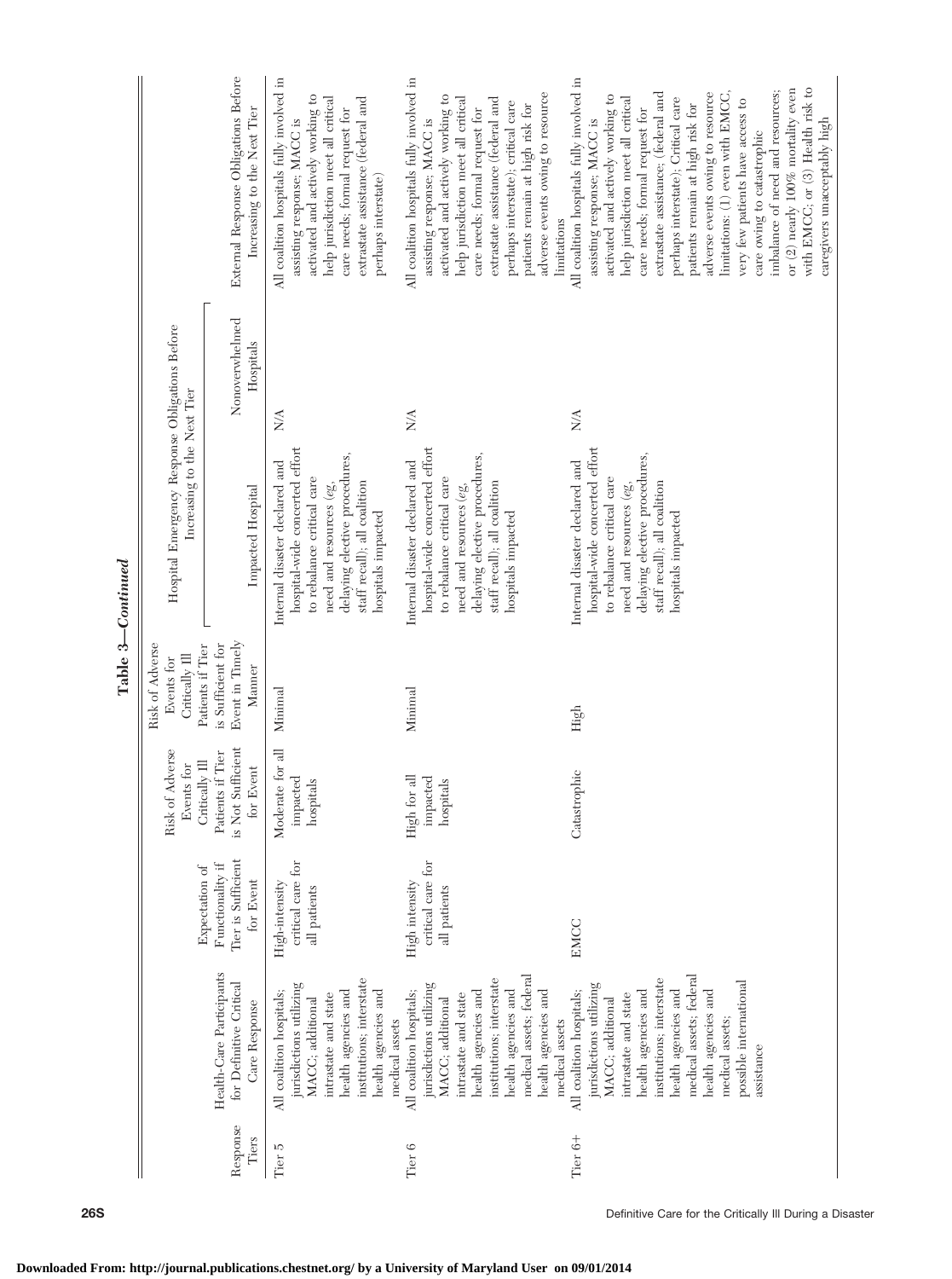**Table 3—Continued**

| Response Tiers | Health-Care Participants for Definitive Critical Care Response | Expectation of Functionality if Tier is Sufficient for Event | Risk of Adverse Events for Critically Ill Patients if Tier is Not Sufficient for Event | Risk of Adverse Events for Critically Ill Patients if Tier is Sufficient for Event in Timely Manner | Hospital Emergency Response Obligations Before Increasing to the Next Tier: Impacted Hospital | Hospital Emergency Response Obligations Before Increasing to the Next Tier: Nonoverwhelmed Hospitals | External Response Obligations Before Increasing to the Next Tier |
|---|---|---|---|---|---|---|---|
| Tier 5 | All coalition hospitals; jurisdictions utilizing MACC; additional intrastate and state health agencies and institutions; interstate health agencies and medical assets | High-intensity critical care for all patients | Moderate for all impacted hospitals | Minimal | Internal disaster declared and hospital-wide concerted effort to rebalance critical care need and resources (eg, delaying elective procedures, staff recall); all coalition hospitals impacted | N/A | All coalition hospitals fully involved in assisting response; MACC is activated and actively working to help jurisdiction meet all critical care needs; formal request for extrastate assistance (federal and perhaps interstate) |
| Tier 6 | All coalition hospitals; jurisdictions utilizing MACC; additional intrastate and state health agencies and institutions; interstate health agencies and medical assets; federal health agencies and medical assets | High intensity critical care for all patients | High for all impacted hospitals | Minimal | Internal disaster declared and hospital-wide concerted effort to rebalance critical care need and resources (eg, delaying elective procedures, staff recall); all coalition hospitals impacted | N/A | All coalition hospitals fully involved in assisting response; MACC is activated and actively working to help jurisdiction meet all critical care needs; formal request for extrastate assistance (federal and perhaps interstate); critical care patients remain at high risk for adverse events owing to resource limitations |
| Tier 6+ | All coalition hospitals; jurisdictions utilizing MACC; additional intrastate and state health agencies and institutions; interstate health agencies and medical assets; federal health agencies and medical assets; possible international assistance | EMCC | Catastrophic | High | Internal disaster declared and hospital-wide concerted effort to rebalance critical care need and resources (eg, delaying elective procedures, staff recall); all coalition hospitals impacted | N/A | All coalition hospitals fully involved in assisting response; MACC is activated and actively working to help jurisdiction meet all critical care needs; formal request for extrastate assistance; (federal and perhaps interstate); Critical care patients remain at high risk for adverse events owing to resource limitations: (1) even with EMCC, very few patients have access to care owing to catastrophic imbalance of need and resources; or (2) nearly 100% mortality even with EMCC; or (3) Health risk to caregivers unacceptably high |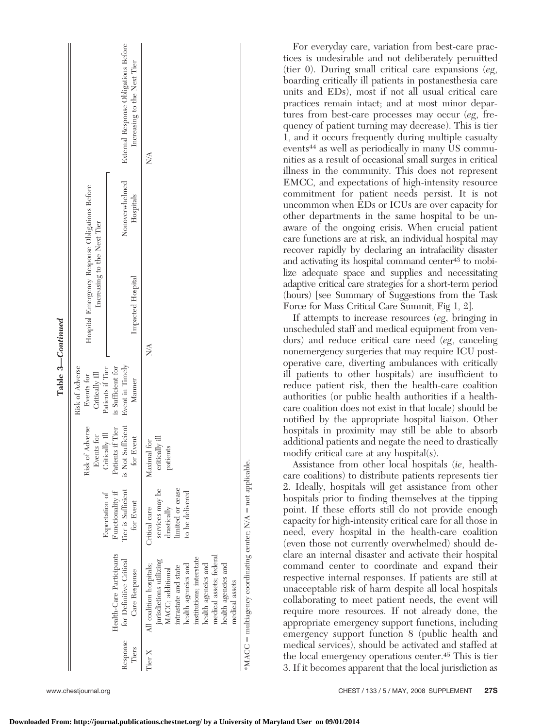**Table 3—Continued**

| Response Tiers | Health-Care Participants for Definitive Critical Care Response | Expectation of Functionality if Tier is Sufficient for Event | Risk of Adverse Events for Critically Ill Patients if Tier is Not Sufficient for Event | Risk of Adverse Events for Critically Ill Patients if Tier is Sufficient for Event in Timely Manner | Hospital Emergency Response Obligations Before Increasing to the Next Tier | | External Response Obligations Before Increasing to the Next Tier |
|---|---|---|---|---|---|---|---|
| | | | | | Impacted Hospital | Nonoverwhelmed Hospitals | |
| Tier X | All coalition hospitals; jurisdictions utilizing MACC; additional intrastate and state health agencies and institutions; interstate health agencies and medical assets; federal health agencies and medical assets | Critical care services may be drastically limited or cease to be delivered | Maximal for critically ill patients | | N/A | | N/A |

*MACC = multiagency coordinating center; N/A = not applicable.

For everyday care, variation from best-care practices is undesirable and not deliberately permitted (tier 0). During small critical care expansions (*eg*, boarding critically ill patients in postanesthesia care units and EDs), most if not all usual critical care practices remain intact; and at most minor departures from best-care processes may occur (*eg*, frequency of patient turning may decrease). This is tier 1, and it occurs frequently during multiple casualty events[44] as well as periodically in many US communities as a result of occasional small surges in critical illness in the community. This does not represent EMCC, and expectations of high-intensity resource commitment for patient needs persist. It is not uncommon when EDs or ICUs are over capacity for other departments in the same hospital to be unaware of the ongoing crisis. When crucial patient care functions are at risk, an individual hospital may recover rapidly by declaring an intrafacility disaster and activating its hospital command center[43] to mobilize adequate space and supplies and necessitating adaptive critical care strategies for a short-term period (hours) [see Summary of Suggestions from the Task Force for Mass Critical Care Summit, Fig 1, 2].

If attempts to increase resources (*eg*, bringing in unscheduled staff and medical equipment from vendors) and reduce critical care need (*eg*, canceling nonemergency surgeries that may require ICU postoperative care, diverting ambulances with critically ill patients to other hospitals) are insufficient to reduce patient risk, then the health-care coalition authorities (or public health authorities if a health-care coalition does not exist in that locale) should be notified by the appropriate hospital liaison. Other hospitals in proximity may still be able to absorb additional patients and negate the need to drastically modify critical care at any hospital(s).

Assistance from other local hospitals (*ie*, health-care coalitions) to distribute patients represents tier 2. Ideally, hospitals will get assistance from other hospitals prior to finding themselves at the tipping point. If these efforts still do not provide enough capacity for high-intensity critical care for all those in need, every hospital in the health-care coalition (even those not currently overwhelmed) should declare an internal disaster and activate their hospital command center to coordinate and expand their respective internal responses. If patients are still at unacceptable risk of harm despite all local hospitals collaborating to meet patient needs, the event will require more resources. If not already done, the appropriate emergency support functions, including emergency support function 8 (public health and medical services), should be activated and staffed at the local emergency operations center.[45] This is tier 3. If it becomes apparent that the local jurisdiction as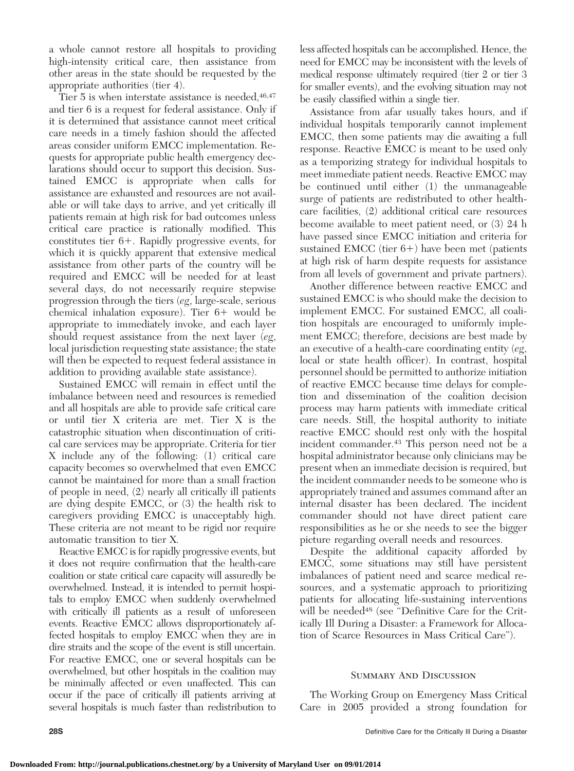a whole cannot restore all hospitals to providing high-intensity critical care, then assistance from other areas in the state should be requested by the appropriate authorities (tier 4).

Tier 5 is when interstate assistance is needed,[46,47] and tier 6 is a request for federal assistance. Only if it is determined that assistance cannot meet critical care needs in a timely fashion should the affected areas consider uniform EMCC implementation. Requests for appropriate public health emergency declarations should occur to support this decision. Sustained EMCC is appropriate when calls for assistance are exhausted and resources are not available or will take days to arrive, and yet critically ill patients remain at high risk for bad outcomes unless critical care practice is rationally modified. This constitutes tier 6+. Rapidly progressive events, for which it is quickly apparent that extensive medical assistance from other parts of the country will be required and EMCC will be needed for at least several days, do not necessarily require stepwise progression through the tiers (*eg*, large-scale, serious chemical inhalation exposure). Tier 6+ would be appropriate to immediately invoke, and each layer should request assistance from the next layer (*eg*, local jurisdiction requesting state assistance; the state will then be expected to request federal assistance in addition to providing available state assistance).

Sustained EMCC will remain in effect until the imbalance between need and resources is remedied and all hospitals are able to provide safe critical care or until tier X criteria are met. Tier X is the catastrophic situation when discontinuation of critical care services may be appropriate. Criteria for tier X include any of the following: (1) critical care capacity becomes so overwhelmed that even EMCC cannot be maintained for more than a small fraction of people in need, (2) nearly all critically ill patients are dying despite EMCC, or (3) the health risk to caregivers providing EMCC is unacceptably high. These criteria are not meant to be rigid nor require automatic transition to tier X.

Reactive EMCC is for rapidly progressive events, but it does not require confirmation that the health-care coalition or state critical care capacity will assuredly be overwhelmed. Instead, it is intended to permit hospitals to employ EMCC when suddenly overwhelmed with critically ill patients as a result of unforeseen events. Reactive EMCC allows disproportionately affected hospitals to employ EMCC when they are in dire straits and the scope of the event is still uncertain. For reactive EMCC, one or several hospitals can be overwhelmed, but other hospitals in the coalition may be minimally affected or even unaffected. This can occur if the pace of critically ill patients arriving at several hospitals is much faster than redistribution to less affected hospitals can be accomplished. Hence, the need for EMCC may be inconsistent with the levels of medical response ultimately required (tier 2 or tier 3 for smaller events), and the evolving situation may not be easily classified within a single tier.

Assistance from afar usually takes hours, and if individual hospitals temporarily cannot implement EMCC, then some patients may die awaiting a full response. Reactive EMCC is meant to be used only as a temporizing strategy for individual hospitals to meet immediate patient needs. Reactive EMCC may be continued until either (1) the unmanageable surge of patients are redistributed to other health-care facilities, (2) additional critical care resources become available to meet patient need, or (3) 24 h have passed since EMCC initiation and criteria for sustained EMCC (tier 6+) have been met (patients at high risk of harm despite requests for assistance from all levels of government and private partners).

Another difference between reactive EMCC and sustained EMCC is who should make the decision to implement EMCC. For sustained EMCC, all coalition hospitals are encouraged to uniformly implement EMCC; therefore, decisions are best made by an executive of a health-care coordinating entity (*eg*, local or state health officer). In contrast, hospital personnel should be permitted to authorize initiation of reactive EMCC because time delays for completion and dissemination of the coalition decision process may harm patients with immediate critical care needs. Still, the hospital authority to initiate reactive EMCC should rest only with the hospital incident commander.[43] This person need not be a hospital administrator because only clinicians may be present when an immediate decision is required, but the incident commander needs to be someone who is appropriately trained and assumes command after an internal disaster has been declared. The incident commander should not have direct patient care responsibilities as he or she needs to see the bigger picture regarding overall needs and resources.

Despite the additional capacity afforded by EMCC, some situations may still have persistent imbalances of patient need and scarce medical resources, and a systematic approach to prioritizing patients for allocating life-sustaining interventions will be needed[48] (see "Definitive Care for the Critically Ill During a Disaster: a Framework for Allocation of Scarce Resources in Mass Critical Care").

## Summary And Discussion

The Working Group on Emergency Mass Critical Care in 2005 provided a strong foundation for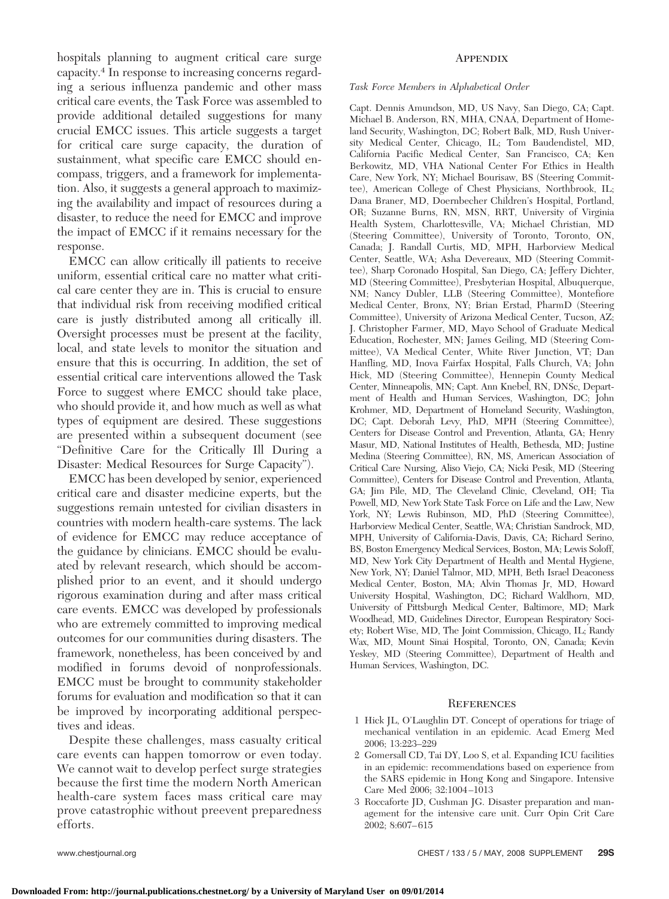hospitals planning to augment critical care surge capacity.[4] In response to increasing concerns regarding a serious influenza pandemic and other mass critical care events, the Task Force was assembled to provide additional detailed suggestions for many crucial EMCC issues. This article suggests a target for critical care surge capacity, the duration of sustainment, what specific care EMCC should encompass, triggers, and a framework for implementation. Also, it suggests a general approach to maximizing the availability and impact of resources during a disaster, to reduce the need for EMCC and improve the impact of EMCC if it remains necessary for the response.

EMCC can allow critically ill patients to receive uniform, essential critical care no matter what critical care center they are in. This is crucial to ensure that individual risk from receiving modified critical care is justly distributed among all critically ill. Oversight processes must be present at the facility, local, and state levels to monitor the situation and ensure that this is occurring. In addition, the set of essential critical care interventions allowed the Task Force to suggest where EMCC should take place, who should provide it, and how much as well as what types of equipment are desired. These suggestions are presented within a subsequent document (see "Definitive Care for the Critically Ill During a Disaster: Medical Resources for Surge Capacity").

EMCC has been developed by senior, experienced critical care and disaster medicine experts, but the suggestions remain untested for civilian disasters in countries with modern health-care systems. The lack of evidence for EMCC may reduce acceptance of the guidance by clinicians. EMCC should be evaluated by relevant research, which should be accomplished prior to an event, and it should undergo rigorous examination during and after mass critical care events. EMCC was developed by professionals who are extremely committed to improving medical outcomes for our communities during disasters. The framework, nonetheless, has been conceived by and modified in forums devoid of nonprofessionals. EMCC must be brought to community stakeholder forums for evaluation and modification so that it can be improved by incorporating additional perspectives and ideas.

Despite these challenges, mass casualty critical care events can happen tomorrow or even today. We cannot wait to develop perfect surge strategies because the first time the modern North American health-care system faces mass critical care may prove catastrophic without preevent preparedness efforts.

## Appendix

*Task Force Members in Alphabetical Order*

Capt. Dennis Amundson, MD, US Navy, San Diego, CA; Capt. Michael B. Anderson, RN, MHA, CNAA, Department of Homeland Security, Washington, DC; Robert Balk, MD, Rush University Medical Center, Chicago, IL; Tom Baudendistel, MD, California Pacific Medical Center, San Francisco, CA; Ken Berkowitz, MD, VHA National Center For Ethics in Health Care, New York, NY; Michael Bourisaw, BS (Steering Committee), American College of Chest Physicians, Northbrook, IL; Dana Braner, MD, Doernbecher Children's Hospital, Portland, OR; Suzanne Burns, RN, MSN, RRT, University of Virginia Health System, Charlottesville, VA; Michael Christian, MD (Steering Committee), University of Toronto, Toronto, ON, Canada; J. Randall Curtis, MD, MPH, Harborview Medical Center, Seattle, WA; Asha Devereaux, MD (Steering Committee), Sharp Coronado Hospital, San Diego, CA; Jeffery Dichter, MD (Steering Committee), Presbyterian Hospital, Albuquerque, NM; Nancy Dubler, LLB (Steering Committee), Montefiore Medical Center, Bronx, NY; Brian Erstad, PharmD (Steering Committee), University of Arizona Medical Center, Tucson, AZ; J. Christopher Farmer, MD, Mayo School of Graduate Medical Education, Rochester, MN; James Geiling, MD (Steering Committee), VA Medical Center, White River Junction, VT; Dan Hanfling, MD, Inova Fairfax Hospital, Falls Church, VA; John Hick, MD (Steering Committee), Hennepin County Medical Center, Minneapolis, MN; Capt. Ann Knebel, RN, DNSc, Department of Health and Human Services, Washington, DC; John Krohmer, MD, Department of Homeland Security, Washington, DC; Capt. Deborah Levy, PhD, MPH (Steering Committee), Centers for Disease Control and Prevention, Atlanta, GA; Henry Masur, MD, National Institutes of Health, Bethesda, MD; Justine Medina (Steering Committee), RN, MS, American Association of Critical Care Nursing, Aliso Viejo, CA; Nicki Pesik, MD (Steering Committee), Centers for Disease Control and Prevention, Atlanta, GA; Jim Pile, MD, The Cleveland Clinic, Cleveland, OH; Tia Powell, MD, New York State Task Force on Life and the Law, New York, NY; Lewis Rubinson, MD, PhD (Steering Committee), Harborview Medical Center, Seattle, WA; Christian Sandrock, MD, MPH, University of California-Davis, Davis, CA; Richard Serino, BS, Boston Emergency Medical Services, Boston, MA; Lewis Soloff, MD, New York City Department of Health and Mental Hygiene, New York, NY; Daniel Talmor, MD, MPH, Beth Israel Deaconess Medical Center, Boston, MA; Alvin Thomas Jr, MD, Howard University Hospital, Washington, DC; Richard Waldhorn, MD, University of Pittsburgh Medical Center, Baltimore, MD; Mark Woodhead, MD, Guidelines Director, European Respiratory Society; Robert Wise, MD, The Joint Commission, Chicago, IL; Randy Wax, MD, Mount Sinai Hospital, Toronto, ON, Canada; Kevin Yeskey, MD (Steering Committee), Department of Health and Human Services, Washington, DC.

## References

1 Hick JL, O'Laughlin DT. Concept of operations for triage of mechanical ventilation in an epidemic. Acad Emerg Med 2006; 13:223–229

2 Gomersall CD, Tai DY, Loo S, et al. Expanding ICU facilities in an epidemic: recommendations based on experience from the SARS epidemic in Hong Kong and Singapore. Intensive Care Med 2006; 32:1004–1013

3 Roccaforte JD, Cushman JG. Disaster preparation and management for the intensive care unit. Curr Opin Crit Care 2002; 8:607–615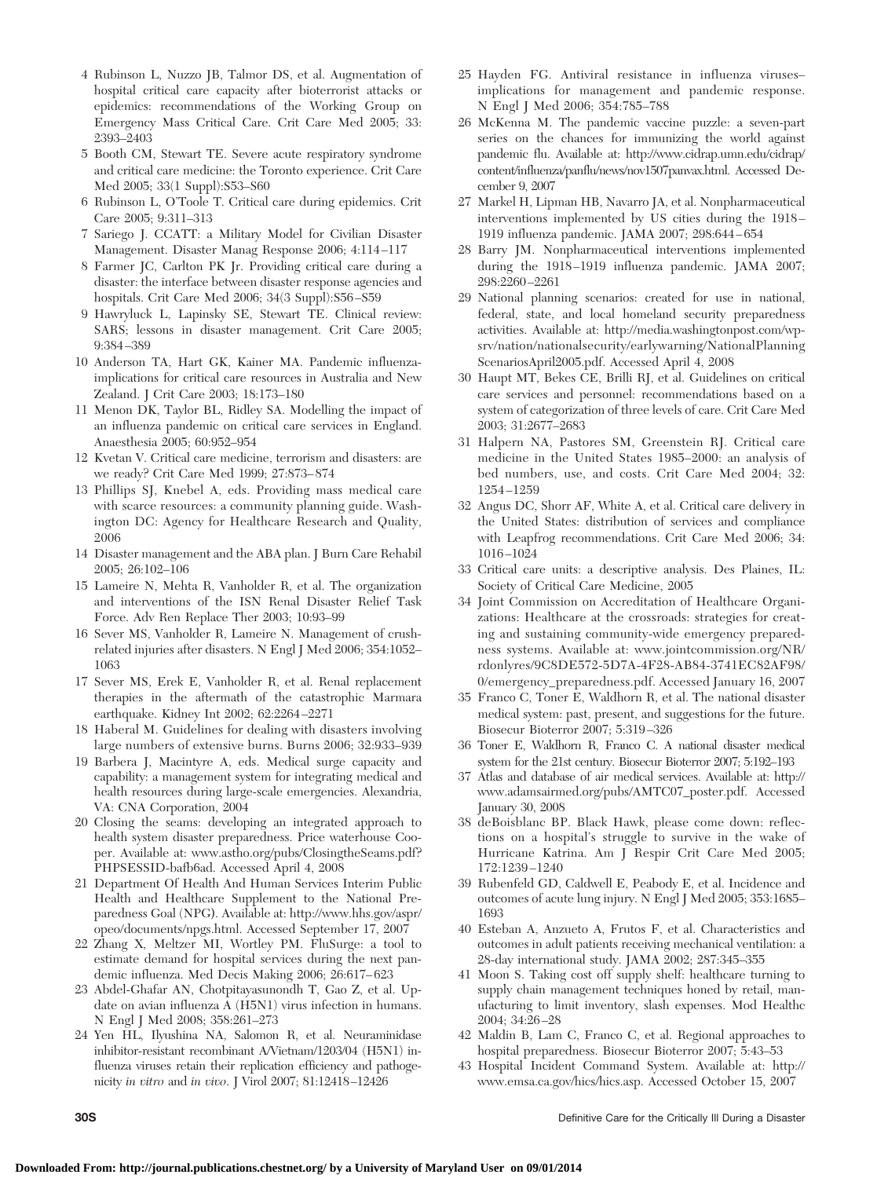4 Rubinson L, Nuzzo JB, Talmor DS, et al. Augmentation of hospital critical care capacity after bioterrorist attacks or epidemics: recommendations of the Working Group on Emergency Mass Critical Care. Crit Care Med 2005; 33: 2393–2403

5 Booth CM, Stewart TE. Severe acute respiratory syndrome and critical care medicine: the Toronto experience. Crit Care Med 2005; 33(1 Suppl):S53–S60

6 Rubinson L, O'Toole T. Critical care during epidemics. Crit Care 2005; 9:311–313

7 Sariego J. CCATT: a Military Model for Civilian Disaster Management. Disaster Manag Response 2006; 4:114–117

8 Farmer JC, Carlton PK Jr. Providing critical care during a disaster: the interface between disaster response agencies and hospitals. Crit Care Med 2006; 34(3 Suppl):S56–S59

9 Hawryluck L, Lapinsky SE, Stewart TE. Clinical review: SARS; lessons in disaster management. Crit Care 2005; 9:384–389

10 Anderson TA, Hart GK, Kainer MA. Pandemic influenza-implications for critical care resources in Australia and New Zealand. J Crit Care 2003; 18:173–180

11 Menon DK, Taylor BL, Ridley SA. Modelling the impact of an influenza pandemic on critical care services in England. Anaesthesia 2005; 60:952–954

12 Kvetan V. Critical care medicine, terrorism and disasters: are we ready? Crit Care Med 1999; 27:873–874

13 Phillips SJ, Knebel A, eds. Providing mass medical care with scarce resources: a community planning guide. Washington DC: Agency for Healthcare Research and Quality, 2006

14 Disaster management and the ABA plan. J Burn Care Rehabil 2005; 26:102–106

15 Lameire N, Mehta R, Vanholder R, et al. The organization and interventions of the ISN Renal Disaster Relief Task Force. Adv Ren Replace Ther 2003; 10:93–99

16 Sever MS, Vanholder R, Lameire N. Management of crush-related injuries after disasters. N Engl J Med 2006; 354:1052–1063

17 Sever MS, Erek E, Vanholder R, et al. Renal replacement therapies in the aftermath of the catastrophic Marmara earthquake. Kidney Int 2002; 62:2264–2271

18 Haberal M. Guidelines for dealing with disasters involving large numbers of extensive burns. Burns 2006; 32:933–939

19 Barbera J, Macintyre A, eds. Medical surge capacity and capability: a management system for integrating medical and health resources during large-scale emergencies. Alexandria, VA: CNA Corporation, 2004

20 Closing the seams: developing an integrated approach to health system disaster preparedness. Price waterhouse Cooper. Available at: www.astho.org/pubs/ClosingtheSeams.pdf?PHPSESSID-bafb6ad. Accessed April 4, 2008

21 Department Of Health And Human Services Interim Public Health and Healthcare Supplement to the National Preparedness Goal (NPG). Available at: http://www.hhs.gov/aspr/opeo/documents/npgs.html. Accessed September 17, 2007

22 Zhang X, Meltzer MI, Wortley PM. FluSurge: a tool to estimate demand for hospital services during the next pandemic influenza. Med Decis Making 2006; 26:617–623

23 Abdel-Ghafar AN, Chotpitayasunondh T, Gao Z, et al. Update on avian influenza A (H5N1) virus infection in humans. N Engl J Med 2008; 358:261–273

24 Yen HL, Ilyushina NA, Salomon R, et al. Neuraminidase inhibitor-resistant recombinant A/Vietnam/1203/04 (H5N1) influenza viruses retain their replication efficiency and pathogenicity *in vitro* and *in vivo*. J Virol 2007; 81:12418–12426

25 Hayden FG. Antiviral resistance in influenza viruses–implications for management and pandemic response. N Engl J Med 2006; 354:785–788

26 McKenna M. The pandemic vaccine puzzle: a seven-part series on the chances for immunizing the world against pandemic flu. Available at: http://www.cidrap.umn.edu/cidrap/content/influenza/panflu/news/nov1507panvax.html. Accessed December 9, 2007

27 Markel H, Lipman HB, Navarro JA, et al. Nonpharmaceutical interventions implemented by US cities during the 1918–1919 influenza pandemic. JAMA 2007; 298:644–654

28 Barry JM. Nonpharmaceutical interventions implemented during the 1918–1919 influenza pandemic. JAMA 2007; 298:2260–2261

29 National planning scenarios: created for use in national, federal, state, and local homeland security preparedness activities. Available at: http://media.washingtonpost.com/wp-srv/nation/nationalsecurity/earlywarning/NationalPlanningScenariosApril2005.pdf. Accessed April 4, 2008

30 Haupt MT, Bekes CE, Brilli RJ, et al. Guidelines on critical care services and personnel: recommendations based on a system of categorization of three levels of care. Crit Care Med 2003; 31:2677–2683

31 Halpern NA, Pastores SM, Greenstein RJ. Critical care medicine in the United States 1985–2000: an analysis of bed numbers, use, and costs. Crit Care Med 2004; 32: 1254–1259

32 Angus DC, Shorr AF, White A, et al. Critical care delivery in the United States: distribution of services and compliance with Leapfrog recommendations. Crit Care Med 2006; 34: 1016–1024

33 Critical care units: a descriptive analysis. Des Plaines, IL: Society of Critical Care Medicine, 2005

34 Joint Commission on Accreditation of Healthcare Organizations: Healthcare at the crossroads: strategies for creating and sustaining community-wide emergency preparedness systems. Available at: www.jointcommission.org/NR/rdonlyres/9C8DE572-5D7A-4F28-AB84-3741EC82AF98/0/emergency_preparedness.pdf. Accessed January 16, 2007

35 Franco C, Toner E, Waldhorn R, et al. The national disaster medical system: past, present, and suggestions for the future. Biosecur Bioterror 2007; 5:319–326

36 Toner E, Waldhorn R, Franco C. A national disaster medical system for the 21st century. Biosecur Bioterror 2007; 5:192–193

37 Atlas and database of air medical services. Available at: http://www.adamsairmed.org/pubs/AMTC07_poster.pdf. Accessed January 30, 2008

38 deBoisblanc BP. Black Hawk, please come down: reflections on a hospital's struggle to survive in the wake of Hurricane Katrina. Am J Respir Crit Care Med 2005; 172:1239–1240

39 Rubenfeld GD, Caldwell E, Peabody E, et al. Incidence and outcomes of acute lung injury. N Engl J Med 2005; 353:1685–1693

40 Esteban A, Anzueto A, Frutos F, et al. Characteristics and outcomes in adult patients receiving mechanical ventilation: a 28-day international study. JAMA 2002; 287:345–355

41 Moon S. Taking cost off supply shelf: healthcare turning to supply chain management techniques honed by retail, manufacturing to limit inventory, slash expenses. Mod Healthc 2004; 34:26–28

42 Maldin B, Lam C, Franco C, et al. Regional approaches to hospital preparedness. Biosecur Bioterror 2007; 5:43–53

43 Hospital Incident Command System. Available at: http://www.emsa.ca.gov/hics/hics.asp. Accessed October 15, 2007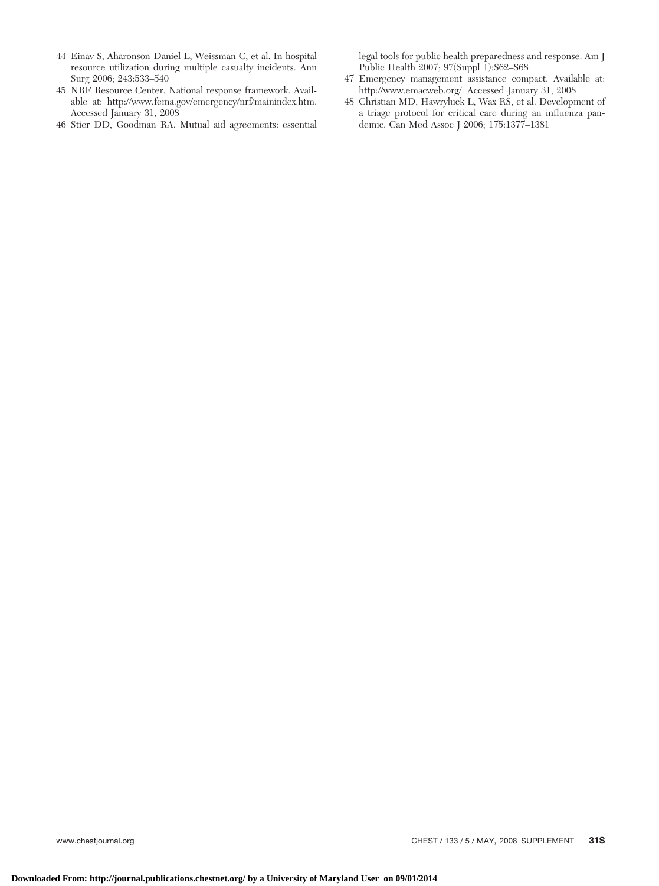44 Einav S, Aharonson-Daniel L, Weissman C, et al. In-hospital resource utilization during multiple casualty incidents. Ann Surg 2006; 243:533–540

45 NRF Resource Center. National response framework. Available at: http://www.fema.gov/emergency/nrf/mainindex.htm. Accessed January 31, 2008

46 Stier DD, Goodman RA. Mutual aid agreements: essential legal tools for public health preparedness and response. Am J Public Health 2007; 97(Suppl 1):S62–S68

47 Emergency management assistance compact. Available at: http://www.emacweb.org/. Accessed January 31, 2008

48 Christian MD, Hawryluck L, Wax RS, et al. Development of a triage protocol for critical care during an influenza pandemic. Can Med Assoc J 2006; 175:1377–1381